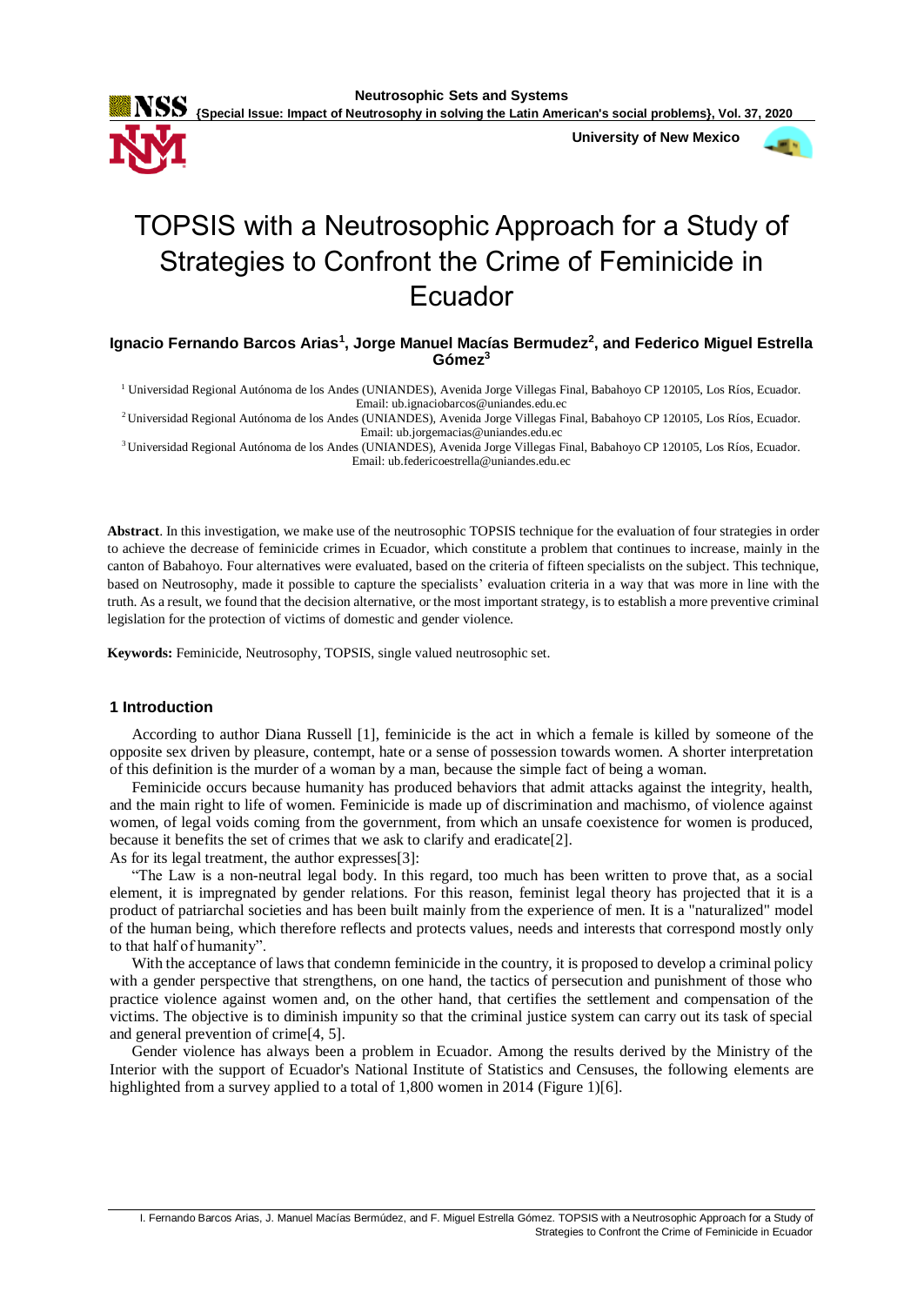# TOPSIS with a Neutrosophic Approach for a Study of Strategies to Confront the Crime of Feminicide in Ecuador

**Ignacio Fernando Barcos Arias[1], Jorge Manuel Macías Bermudez[2], and Federico Miguel Estrella Gómez[3]**

[1] Universidad Regional Autónoma de los Andes (UNIANDES), Avenida Jorge Villegas Final, Babahoyo CP 120105, Los Ríos, Ecuador. Email: ub.ignaciobarcos@uniandes.edu.ec

[2] Universidad Regional Autónoma de los Andes (UNIANDES), Avenida Jorge Villegas Final, Babahoyo CP 120105, Los Ríos, Ecuador. Email: ub.jorgemacias@uniandes.edu.ec

[3] Universidad Regional Autónoma de los Andes (UNIANDES), Avenida Jorge Villegas Final, Babahoyo CP 120105, Los Ríos, Ecuador. Email: ub.federicoestrella@uniandes.edu.ec

**Abstract**. In this investigation, we make use of the neutrosophic TOPSIS technique for the evaluation of four strategies in order to achieve the decrease of feminicide crimes in Ecuador, which constitute a problem that continues to increase, mainly in the canton of Babahoyo. Four alternatives were evaluated, based on the criteria of fifteen specialists on the subject. This technique, based on Neutrosophy, made it possible to capture the specialists' evaluation criteria in a way that was more in line with the truth. As a result, we found that the decision alternative, or the most important strategy, is to establish a more preventive criminal legislation for the protection of victims of domestic and gender violence.

**Keywords:** Feminicide, Neutrosophy, TOPSIS, single valued neutrosophic set.

## 1 Introduction

According to author Diana Russell [1], feminicide is the act in which a female is killed by someone of the opposite sex driven by pleasure, contempt, hate or a sense of possession towards women. A shorter interpretation of this definition is the murder of a woman by a man, because the simple fact of being a woman.

Feminicide occurs because humanity has produced behaviors that admit attacks against the integrity, health, and the main right to life of women. Feminicide is made up of discrimination and machismo, of violence against women, of legal voids coming from the government, from which an unsafe coexistence for women is produced, because it benefits the set of crimes that we ask to clarify and eradicate[2].

As for its legal treatment, the author expresses[3]:

"The Law is a non-neutral legal body. In this regard, too much has been written to prove that, as a social element, it is impregnated by gender relations. For this reason, feminist legal theory has projected that it is a product of patriarchal societies and has been built mainly from the experience of men. It is a "naturalized" model of the human being, which therefore reflects and protects values, needs and interests that correspond mostly only to that half of humanity".

With the acceptance of laws that condemn feminicide in the country, it is proposed to develop a criminal policy with a gender perspective that strengthens, on one hand, the tactics of persecution and punishment of those who practice violence against women and, on the other hand, that certifies the settlement and compensation of the victims. The objective is to diminish impunity so that the criminal justice system can carry out its task of special and general prevention of crime[4, 5].

Gender violence has always been a problem in Ecuador. Among the results derived by the Ministry of the Interior with the support of Ecuador's National Institute of Statistics and Censuses, the following elements are highlighted from a survey applied to a total of 1,800 women in 2014 (Figure 1)[6].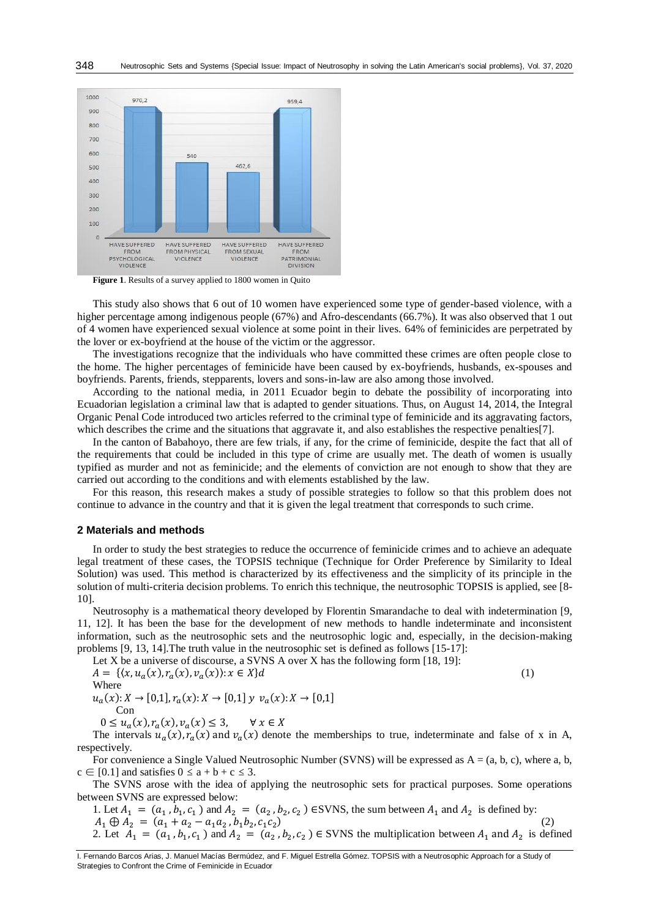**Figure 1**. Results of a survey applied to 1800 women in Quito

This study also shows that 6 out of 10 women have experienced some type of gender-based violence, with a higher percentage among indigenous people (67%) and Afro-descendants (66.7%). It was also observed that 1 out of 4 women have experienced sexual violence at some point in their lives. 64% of feminicides are perpetrated by the lover or ex-boyfriend at the house of the victim or the aggressor.

The investigations recognize that the individuals who have committed these crimes are often people close to the home. The higher percentages of feminicide have been caused by ex-boyfriends, husbands, ex-spouses and boyfriends. Parents, friends, stepparents, lovers and sons-in-law are also among those involved.

According to the national media, in 2011 Ecuador begin to debate the possibility of incorporating into Ecuadorian legislation a criminal law that is adapted to gender situations. Thus, on August 14, 2014, the Integral Organic Penal Code introduced two articles referred to the criminal type of feminicide and its aggravating factors, which describes the crime and the situations that aggravate it, and also establishes the respective penalties[7].

In the canton of Babahoyo, there are few trials, if any, for the crime of feminicide, despite the fact that all of the requirements that could be included in this type of crime are usually met. The death of women is usually typified as murder and not as feminicide; and the elements of conviction are not enough to show that they are carried out according to the conditions and with elements established by the law.

For this reason, this research makes a study of possible strategies to follow so that this problem does not continue to advance in the country and that it is given the legal treatment that corresponds to such crime.

## 2 Materials and methods

In order to study the best strategies to reduce the occurrence of feminicide crimes and to achieve an adequate legal treatment of these cases, the TOPSIS technique (Technique for Order Preference by Similarity to Ideal Solution) was used. This method is characterized by its effectiveness and the simplicity of its principle in the solution of multi-criteria decision problems. To enrich this technique, the neutrosophic TOPSIS is applied, see [8-10].

Neutrosophy is a mathematical theory developed by Florentin Smarandache to deal with indetermination [9, 11, 12]. It has been the base for the development of new methods to handle indeterminate and inconsistent information, such as the neutrosophic sets and the neutrosophic logic and, especially, in the decision-making problems [9, 13, 14].The truth value in the neutrosophic set is defined as follows [15-17]:

Let X be a universe of discourse, a SVNS A over X has the following form [18, 19]:

$$A = \{\langle x, u_a(x), r_a(x), v_a(x)\rangle : x \in X\}d \tag{1}$$

Where

$u_a(x): X \to [0,1], r_a(x): X \to [0,1]$ y $v_a(x): X \to [0,1]$

Con

$0 \le u_a(x), r_a(x), v_a(x) \le 3, \quad \forall x \in X$

The intervals $u_a(x), r_a(x)$ and $v_a(x)$ denote the memberships to true, indeterminate and false of x in A, respectively.

For convenience a Single Valued Neutrosophic Number (SVNS) will be expressed as A = (a, b, c), where a, b, c ∈ [0.1] and satisfies $0 \le a + b + c \le 3$.

The SVNS arose with the idea of applying the neutrosophic sets for practical purposes. Some operations between SVNS are expressed below:

1. Let $A_1 = (a_1, b_1, c_1)$ and $A_2 = (a_2, b_2, c_2)$ ∈SVNS, the sum between $A_1$ and $A_2$ is defined by:

$$A_1 \oplus A_2 = (a_1 + a_2 - a_1 a_2, b_1 b_2, c_1 c_2) \tag{2}$$

2. Let $A_1 = (a_1, b_1, c_1)$ and $A_2 = (a_2, b_2, c_2)$ ∈ SVNS the multiplication between $A_1$ and $A_2$ is defined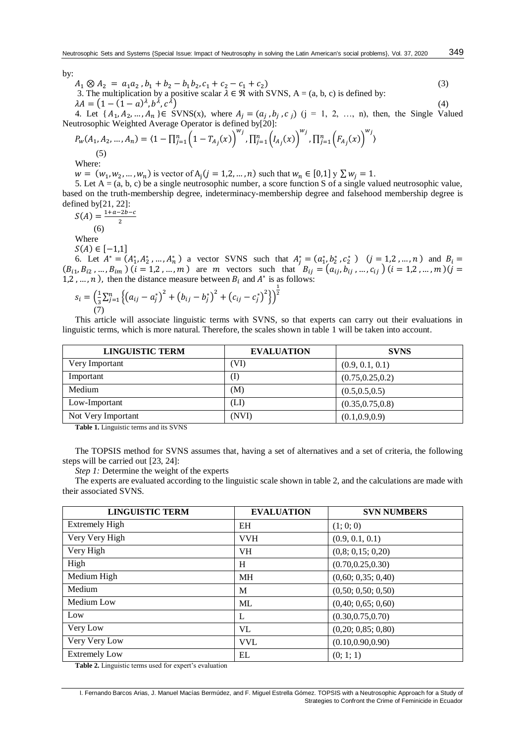by:

$$A_1 \otimes A_2 = a_1 a_2 , b_1 + b_2 - b_1 b_2, c_1 + c_2 - c_1 + c_2) \quad (3)$$

3. The multiplication by a positive scalar $\lambda \in \Re$ with SVNS, A = (a, b, c) is defined by:

$$\lambda A = \left(1-(1-a)^{\lambda}, b^{\lambda}, c^{\lambda}\right) \quad (4)$$

4. Let $\{A_1, A_2, \dots, A_n\} \in$ SVNS(x), where $A_j = (a_j, b_j, c_j)$ (j = 1, 2, …, n), then, the Single Valued Neutrosophic Weighted Average Operator is defined by[20]:

$$P_w(A_1, A_2, \dots, A_n) = \langle 1 - \prod_{j=1}^{n}\left(1 - T_{A_j}(x)\right)^{w_j}, \prod_{j=1}^{n}\left(I_{A_j}(x)\right)^{w_j}, \prod_{j=1}^{n}\left(F_{A_j}(x)\right)^{w_j} \rangle \quad (5)$$

Where:

$w = (w_1, w_2, \dots, w_n)$ is vector of $A_j (j = 1,2,\dots,n)$ such that $w_n \in [0,1]$ y $\sum w_j = 1$.

5. Let A = (a, b, c) be a single neutrosophic number, a score function S of a single valued neutrosophic value, based on the truth-membership degree, indeterminacy-membership degree and falsehood membership degree is defined by[21, 22]:

$$S(A) = \frac{1+a-2b-c}{2} \quad (6)$$

Where

$S(A) \in [-1,1]$

6. Let $A^* = (A_1^*, A_2^*, \dots, A_n^*)$ a vector SVNS such that $A_j^* = (a_1^*, b_2^*, c_2^*)$ $(j = 1,2,\dots,n)$ and $B_i = (B_{i1}, B_{i2}, \dots, B_{im})$ $(i = 1,2,\dots,m)$ are $m$ vectors such that $B_{ij} = (a_{ij}, b_{ij}, \dots, c_{ij})$ $(i = 1,2,\dots,m)(j = 1,2,\dots,n)$, then the distance measure between $B_i$ and $A^*$ is as follows:

$$s_i = \left(\frac{1}{3}\sum_{j=1}^{n}\left\{\left(a_{ij} - a_j^*\right)^2 + \left(b_{ij} - b_j^*\right)^2 + \left(c_{ij} - c_j^*\right)^2\right\}\right)^{\frac{1}{2}} \quad (7)$$

This article will associate linguistic terms with SVNS, so that experts can carry out their evaluations in linguistic terms, which is more natural. Therefore, the scales shown in table 1 will be taken into account.

| LINGUISTIC TERM | EVALUATION | SVNS |
| --- | --- | --- |
| Very Important | (VI) | (0.9, 0.1, 0.1) |
| Important | (I) | (0.75,0.25,0.2) |
| Medium | (M) | (0.5,0.5,0.5) |
| Low-Important | (LI) | (0.35,0.75,0.8) |
| Not Very Important | (NVI) | (0.1,0.9,0.9) |

**Table 1.** Linguistic terms and its SVNS

The TOPSIS method for SVNS assumes that, having a set of alternatives and a set of criteria, the following steps will be carried out [23, 24]:

*Step 1:* Determine the weight of the experts

The experts are evaluated according to the linguistic scale shown in table 2, and the calculations are made with their associated SVNS.

| LINGUISTIC TERM | EVALUATION | SVN NUMBERS |
| --- | --- | --- |
| Extremely High | EH | (1; 0; 0) |
| Very Very High | VVH | (0.9, 0.1, 0.1) |
| Very High | VH | (0,8; 0,15; 0,20) |
| High | H | (0.70,0.25,0.30) |
| Medium High | MH | (0,60; 0,35; 0,40) |
| Medium | M | (0,50; 0,50; 0,50) |
| Medium Low | ML | (0,40; 0,65; 0,60) |
| Low | L | (0.30,0.75,0.70) |
| Very Low | VL | (0,20; 0,85; 0,80) |
| Very Very Low | VVL | (0.10,0.90,0.90) |
| Extremely Low | EL | (0; 1; 1) |

**Table 2.** Linguistic terms used for expert's evaluation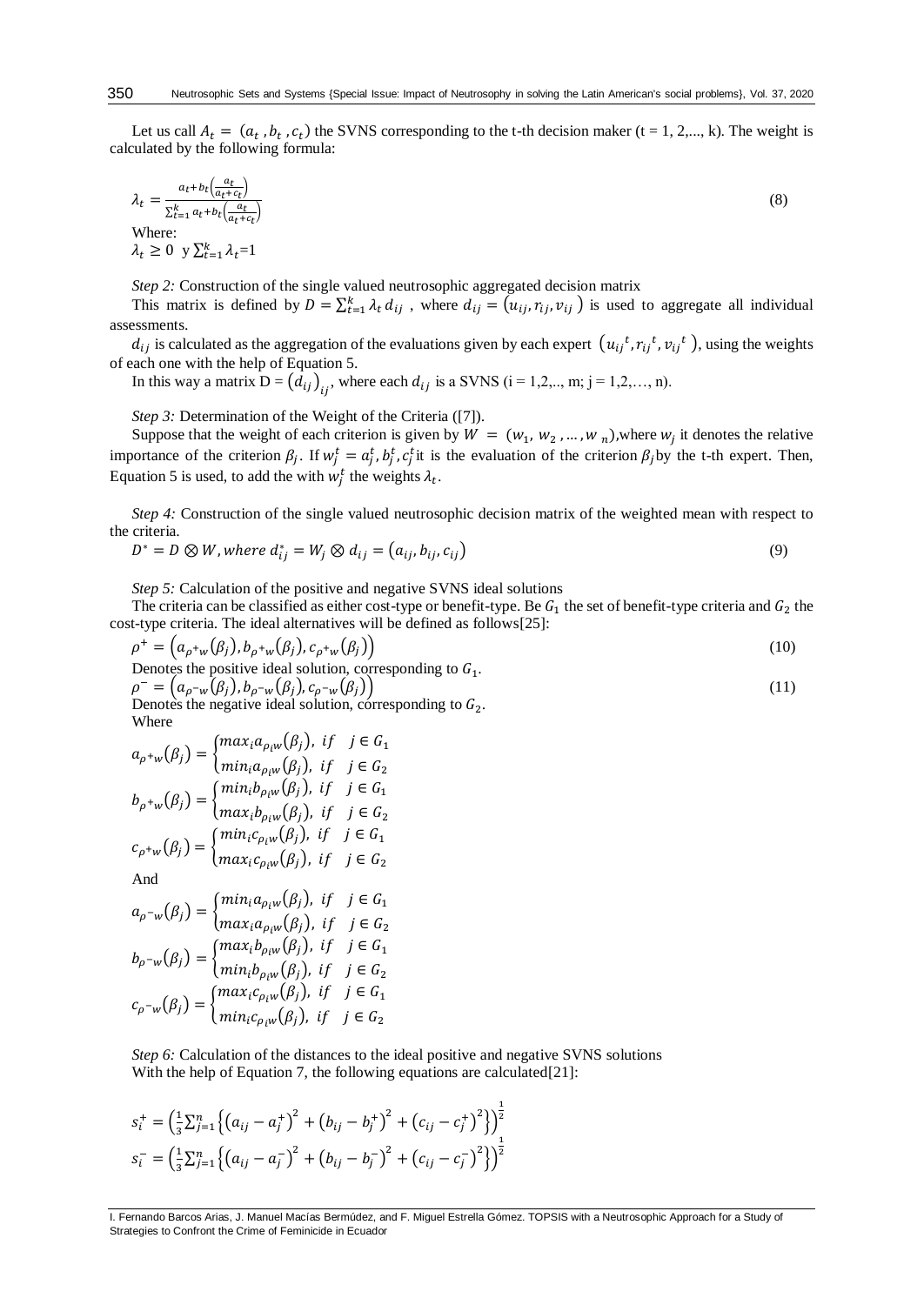Let us call $A_t = (a_t, b_t, c_t)$ the SVNS corresponding to the t-th decision maker (t = 1, 2,..., k). The weight is calculated by the following formula:

$$\lambda_t = \frac{a_t + b_t\left(\frac{a_t}{a_t + c_t}\right)}{\sum_{t=1}^{k} a_t + b_t\left(\frac{a_t}{a_t + c_t}\right)} \tag{8}$$

Where:

$\lambda_t \geq 0$ y $\sum_{t=1}^{k} \lambda_t$=1

*Step 2:* Construction of the single valued neutrosophic aggregated decision matrix

This matrix is defined by $D = \sum_{t=1}^{k} \lambda_t d_{ij}$ , where $d_{ij} = (u_{ij}, r_{ij}, v_{ij})$ is used to aggregate all individual assessments.

$d_{ij}$ is calculated as the aggregation of the evaluations given by each expert $(u_{ij}{}^t, r_{ij}{}^t, v_{ij}{}^t)$, using the weights of each one with the help of Equation 5.

In this way a matrix D = $(d_{ij})_{ij}$, where each $d_{ij}$ is a SVNS (i = 1,2,.., m; j = 1,2,…, n).

*Step 3:* Determination of the Weight of the Criteria ([7]).

Suppose that the weight of each criterion is given by $W = (w_1, w_2, \ldots, w_n)$,where $w_j$ it denotes the relative importance of the criterion $\beta_j$. If $w_j^t = a_j^t, b_j^t, c_j^t$ it is the evaluation of the criterion $\beta_j$ by the t-th expert. Then, Equation 5 is used, to add the with $w_j^t$ the weights $\lambda_t$.

*Step 4:* Construction of the single valued neutrosophic decision matrix of the weighted mean with respect to the criteria.

$$D^* = D \otimes W, where\ d_{ij}^* = W_j \otimes d_{ij} = (a_{ij}, b_{ij}, c_{ij}) \tag{9}$$

*Step 5:* Calculation of the positive and negative SVNS ideal solutions

The criteria can be classified as either cost-type or benefit-type. Be $G_1$ the set of benefit-type criteria and $G_2$ the cost-type criteria. The ideal alternatives will be defined as follows[25]:

$$\rho^+ = \left(a_{\rho^+w}(\beta_j), b_{\rho^+w}(\beta_j), c_{\rho^+w}(\beta_j)\right) \tag{10}$$

Denotes the positive ideal solution, corresponding to $G_1$.

$$\rho^- = \left(a_{\rho^-w}(\beta_j), b_{\rho^-w}(\beta_j), c_{\rho^-w}(\beta_j)\right) \tag{11}$$

Denotes the negative ideal solution, corresponding to $G_2$.

Where

$$a_{\rho^+w}(\beta_j) = \begin{cases} max_i a_{\rho_i w}(\beta_j), & if \quad j \in G_1 \\ min_i a_{\rho_i w}(\beta_j), & if \quad j \in G_2 \end{cases}$$

$$b_{\rho^+w}(\beta_j) = \begin{cases} min_i b_{\rho_i w}(\beta_j), & if \quad j \in G_1 \\ max_i b_{\rho_i w}(\beta_j), & if \quad j \in G_2 \end{cases}$$

$$c_{\rho^+w}(\beta_j) = \begin{cases} min_i c_{\rho_i w}(\beta_j), & if \quad j \in G_1 \\ max_i c_{\rho_i w}(\beta_j), & if \quad j \in G_2 \end{cases}$$

And

$$a_{\rho^-w}(\beta_j) = \begin{cases} min_i a_{\rho_i w}(\beta_j), & if \quad j \in G_1 \\ max_i a_{\rho_i w}(\beta_j), & if \quad j \in G_2 \end{cases}$$

$$b_{\rho^-w}(\beta_j) = \begin{cases} max_i b_{\rho_i w}(\beta_j), & if \quad j \in G_1 \\ min_i b_{\rho_i w}(\beta_j), & if \quad j \in G_2 \end{cases}$$

$$c_{\rho^-w}(\beta_j) = \begin{cases} max_i c_{\rho_i w}(\beta_j), & if \quad j \in G_1 \\ min_i c_{\rho_i w}(\beta_j), & if \quad j \in G_2 \end{cases}$$

*Step 6:* Calculation of the distances to the ideal positive and negative SVNS solutions

With the help of Equation 7, the following equations are calculated[21]:

$$s_i^+ = \left(\frac{1}{3}\sum_{j=1}^{n}\left\{\left(a_{ij} - a_j^+\right)^2 + \left(b_{ij} - b_j^+\right)^2 + \left(c_{ij} - c_j^+\right)^2\right\}\right)^{\frac{1}{2}}$$

$$s_i^- = \left(\frac{1}{3}\sum_{j=1}^{n}\left\{\left(a_{ij} - a_j^-\right)^2 + \left(b_{ij} - b_j^-\right)^2 + \left(c_{ij} - c_j^-\right)^2\right\}\right)^{\frac{1}{2}}$$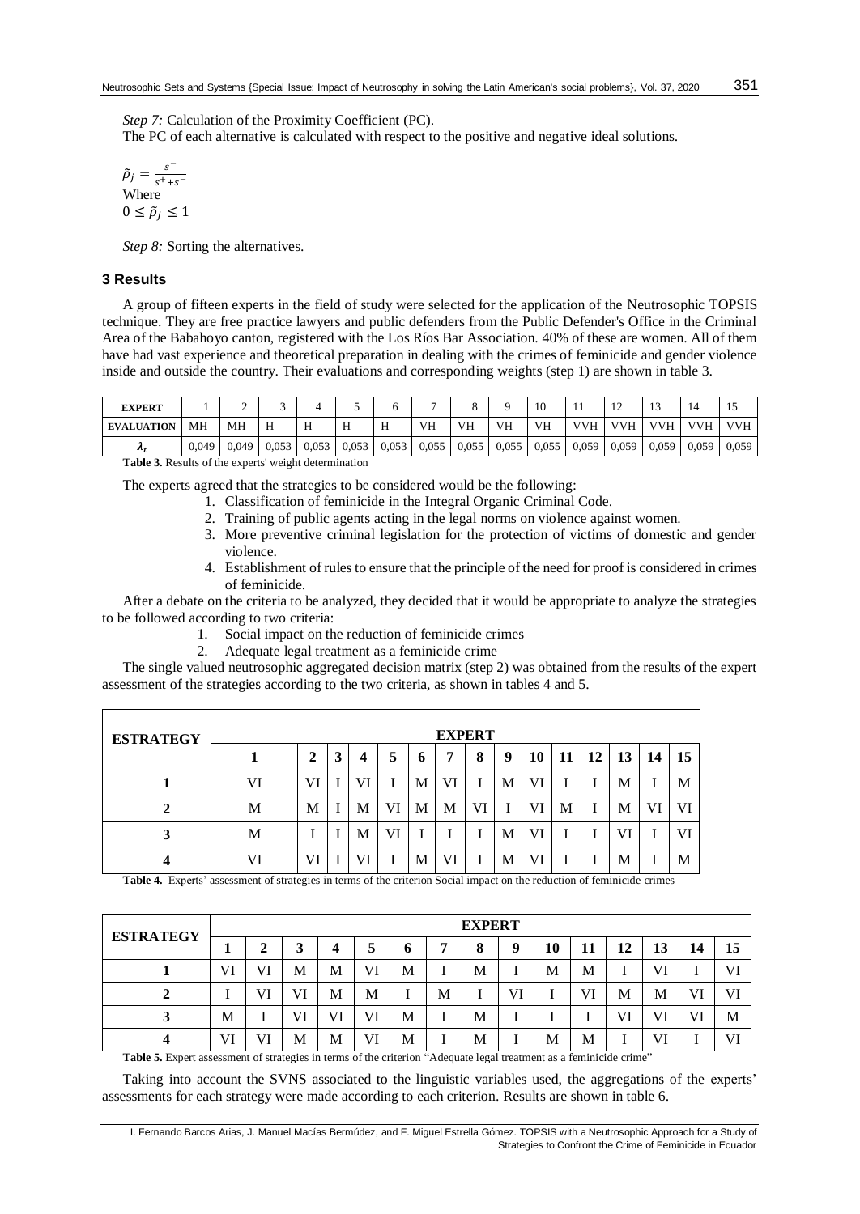*Step 7:* Calculation of the Proximity Coefficient (PC).

The PC of each alternative is calculated with respect to the positive and negative ideal solutions.

$$\tilde{\rho}_j = \frac{s^-}{s^+ + s^-}$$

Where

$$0 \leq \tilde{\rho}_j \leq 1$$

*Step 8:* Sorting the alternatives.

## 3 Results

A group of fifteen experts in the field of study were selected for the application of the Neutrosophic TOPSIS technique. They are free practice lawyers and public defenders from the Public Defender's Office in the Criminal Area of the Babahoyo canton, registered with the Los Ríos Bar Association. 40% of these are women. All of them have had vast experience and theoretical preparation in dealing with the crimes of feminicide and gender violence inside and outside the country. Their evaluations and corresponding weights (step 1) are shown in table 3.

| EXPERT | 1 | 2 | 3 | 4 | 5 | 6 | 7 | 8 | 9 | 10 | 11 | 12 | 13 | 14 | 15 |
|---|---|---|---|---|---|---|---|---|---|---|---|---|---|---|---|
| EVALUATION | MH | MH | H | H | H | H | VH | VH | VH | VH | VVH | VVH | VVH | VVH | VVH |
| $\lambda_t$ | 0,049 | 0,049 | 0,053 | 0,053 | 0,053 | 0,053 | 0,055 | 0,055 | 0,055 | 0,055 | 0,059 | 0,059 | 0,059 | 0,059 | 0,059 |

**Table 3.** Results of the experts' weight determination

The experts agreed that the strategies to be considered would be the following:

1. Classification of feminicide in the Integral Organic Criminal Code.
2. Training of public agents acting in the legal norms on violence against women.
3. More preventive criminal legislation for the protection of victims of domestic and gender violence.
4. Establishment of rules to ensure that the principle of the need for proof is considered in crimes of feminicide.

After a debate on the criteria to be analyzed, they decided that it would be appropriate to analyze the strategies to be followed according to two criteria:

1. Social impact on the reduction of feminicide crimes
2. Adequate legal treatment as a feminicide crime

The single valued neutrosophic aggregated decision matrix (step 2) was obtained from the results of the expert assessment of the strategies according to the two criteria, as shown in tables 4 and 5.

| ESTRATEGY | EXPERT | | | | | | | | | | | | | | |
|---|---|---|---|---|---|---|---|---|---|---|---|---|---|---|---|
| | 1 | 2 | 3 | 4 | 5 | 6 | 7 | 8 | 9 | 10 | 11 | 12 | 13 | 14 | 15 |
| 1 | VI | VI | I | VI | I | M | VI | I | M | VI | I | I | M | I | M |
| 2 | M | M | I | M | VI | M | M | VI | I | VI | M | I | M | VI | VI |
| 3 | M | I | I | M | VI | I | I | I | M | VI | I | I | VI | I | VI |
| 4 | VI | VI | I | VI | I | M | VI | I | M | VI | I | I | M | I | M |

**Table 4.** Experts' assessment of strategies in terms of the criterion Social impact on the reduction of feminicide crimes

| ESTRATEGY | EXPERT | | | | | | | | | | | | | | |
|---|---|---|---|---|---|---|---|---|---|---|---|---|---|---|---|
| | 1 | 2 | 3 | 4 | 5 | 6 | 7 | 8 | 9 | 10 | 11 | 12 | 13 | 14 | 15 |
| 1 | VI | VI | M | M | VI | M | I | M | I | M | M | I | VI | I | VI |
| 2 | I | VI | VI | M | M | I | M | I | VI | I | VI | M | M | VI | VI |
| 3 | M | I | VI | VI | VI | M | I | M | I | I | I | VI | VI | VI | M |
| 4 | VI | VI | M | M | VI | M | I | M | I | M | M | I | VI | I | VI |

**Table 5.** Expert assessment of strategies in terms of the criterion "Adequate legal treatment as a feminicide crime"

Taking into account the SVNS associated to the linguistic variables used, the aggregations of the experts' assessments for each strategy were made according to each criterion. Results are shown in table 6.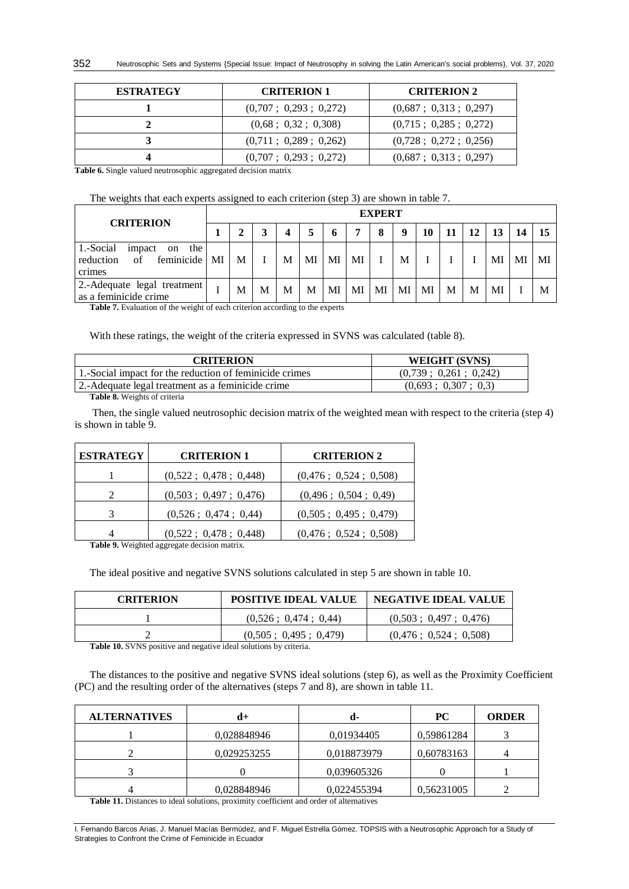| ESTRATEGY | CRITERION 1 | CRITERION 2 |
|---|---|---|
| 1 | (0,707 ; 0,293 ; 0,272) | (0,687 ; 0,313 ; 0,297) |
| 2 | (0,68 ; 0,32 ; 0,308) | (0,715 ; 0,285 ; 0,272) |
| 3 | (0,711 ; 0,289 ; 0,262) | (0,728 ; 0,272 ; 0,256) |
| 4 | (0,707 ; 0,293 ; 0,272) | (0,687 ; 0,313 ; 0,297) |

**Table 6.** Single valued neutrosophic aggregated decision matrix

The weights that each experts assigned to each criterion (step 3) are shown in table 7.

| CRITERION | EXPERT | | | | | | | | | | | | | | |
|---|---|---|---|---|---|---|---|---|---|---|---|---|---|---|---|
| | 1 | 2 | 3 | 4 | 5 | 6 | 7 | 8 | 9 | 10 | 11 | 12 | 13 | 14 | 15 |
| 1.-Social impact on the reduction of feminicide crimes | MI | M | I | M | MI | MI | MI | I | M | I | I | I | MI | MI | MI |
| 2.-Adequate legal treatment as a feminicide crime | I | M | M | M | M | MI | MI | MI | MI | MI | M | M | MI | I | M |

**Table 7.** Evaluation of the weight of each criterion according to the experts

With these ratings, the weight of the criteria expressed in SVNS was calculated (table 8).

| CRITERION | WEIGHT (SVNS) |
|---|---|
| 1.-Social impact for the reduction of feminicide crimes | (0,739 ; 0,261 ; 0,242) |
| 2.-Adequate legal treatment as a feminicide crime | (0,693 ; 0,307 ; 0,3) |

**Table 8.** Weights of criteria

Then, the single valued neutrosophic decision matrix of the weighted mean with respect to the criteria (step 4) is shown in table 9.

| ESTRATEGY | CRITERION 1 | CRITERION 2 |
|---|---|---|
| 1 | (0,522 ; 0,478 ; 0,448) | (0,476 ; 0,524 ; 0,508) |
| 2 | (0,503 ; 0,497 ; 0,476) | (0,496 ; 0,504 ; 0,49) |
| 3 | (0,526 ; 0,474 ; 0,44) | (0,505 ; 0,495 ; 0,479) |
| 4 | (0,522 ; 0,478 ; 0,448) | (0,476 ; 0,524 ; 0,508) |

**Table 9.** Weighted aggregate decision matrix.

The ideal positive and negative SVNS solutions calculated in step 5 are shown in table 10.

| CRITERION | POSITIVE IDEAL VALUE | NEGATIVE IDEAL VALUE |
|---|---|---|
| 1 | (0,526 ; 0,474 ; 0,44) | (0,503 ; 0,497 ; 0,476) |
| 2 | (0,505 ; 0,495 ; 0,479) | (0,476 ; 0,524 ; 0,508) |

**Table 10.** SVNS positive and negative ideal solutions by criteria.

The distances to the positive and negative SVNS ideal solutions (step 6), as well as the Proximity Coefficient (PC) and the resulting order of the alternatives (steps 7 and 8), are shown in table 11.

| ALTERNATIVES | d+ | d- | PC | ORDER |
|---|---|---|---|---|
| 1 | 0,028848946 | 0,01934405 | 0,59861284 | 3 |
| 2 | 0,029253255 | 0,018873979 | 0,60783163 | 4 |
| 3 | 0 | 0,039605326 | 0 | 1 |
| 4 | 0,028848946 | 0,022455394 | 0,56231005 | 2 |

**Table 11.** Distances to ideal solutions, proximity coefficient and order of alternatives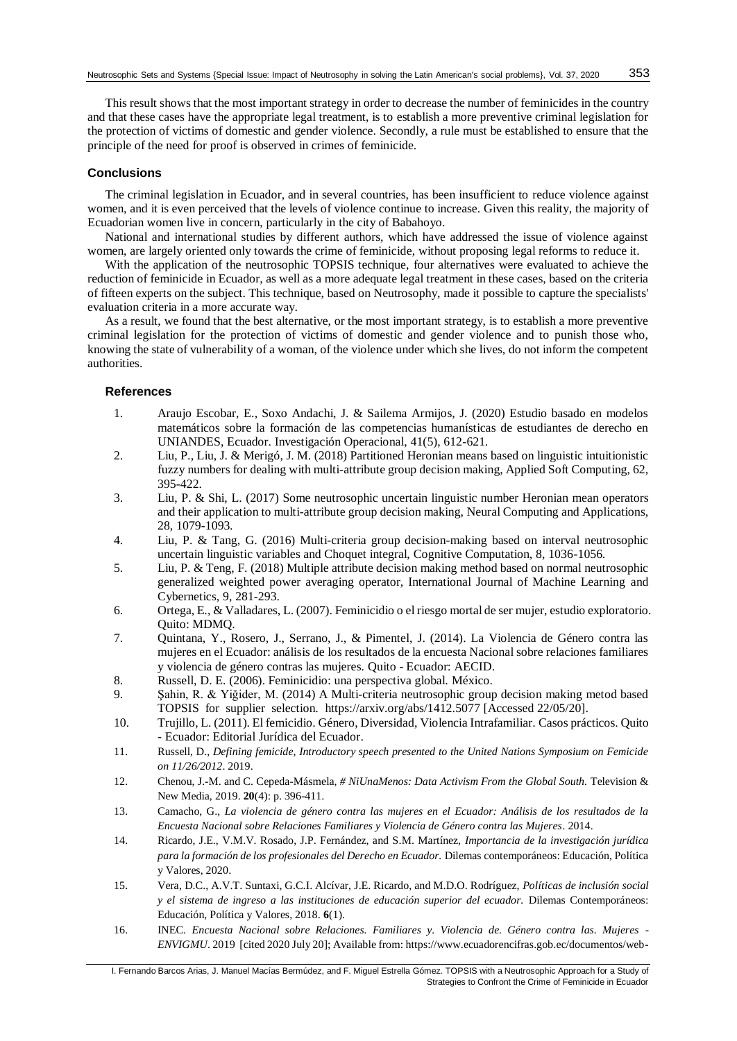This result shows that the most important strategy in order to decrease the number of feminicides in the country and that these cases have the appropriate legal treatment, is to establish a more preventive criminal legislation for the protection of victims of domestic and gender violence. Secondly, a rule must be established to ensure that the principle of the need for proof is observed in crimes of feminicide.

## Conclusions

The criminal legislation in Ecuador, and in several countries, has been insufficient to reduce violence against women, and it is even perceived that the levels of violence continue to increase. Given this reality, the majority of Ecuadorian women live in concern, particularly in the city of Babahoyo.

National and international studies by different authors, which have addressed the issue of violence against women, are largely oriented only towards the crime of feminicide, without proposing legal reforms to reduce it.

With the application of the neutrosophic TOPSIS technique, four alternatives were evaluated to achieve the reduction of feminicide in Ecuador, as well as a more adequate legal treatment in these cases, based on the criteria of fifteen experts on the subject. This technique, based on Neutrosophy, made it possible to capture the specialists' evaluation criteria in a more accurate way.

As a result, we found that the best alternative, or the most important strategy, is to establish a more preventive criminal legislation for the protection of victims of domestic and gender violence and to punish those who, knowing the state of vulnerability of a woman, of the violence under which she lives, do not inform the competent authorities.

## References

1. Araujo Escobar, E., Soxo Andachi, J. & Sailema Armijos, J. (2020) Estudio basado en modelos matemáticos sobre la formación de las competencias humanísticas de estudiantes de derecho en UNIANDES, Ecuador. Investigación Operacional, 41(5), 612-621.
2. Liu, P., Liu, J. & Merigó, J. M. (2018) Partitioned Heronian means based on linguistic intuitionistic fuzzy numbers for dealing with multi-attribute group decision making, Applied Soft Computing, 62, 395-422.
3. Liu, P. & Shi, L. (2017) Some neutrosophic uncertain linguistic number Heronian mean operators and their application to multi-attribute group decision making, Neural Computing and Applications, 28, 1079-1093.
4. Liu, P. & Tang, G. (2016) Multi-criteria group decision-making based on interval neutrosophic uncertain linguistic variables and Choquet integral, Cognitive Computation, 8, 1036-1056.
5. Liu, P. & Teng, F. (2018) Multiple attribute decision making method based on normal neutrosophic generalized weighted power averaging operator, International Journal of Machine Learning and Cybernetics, 9, 281-293.
6. Ortega, E., & Valladares, L. (2007). Feminicidio o el riesgo mortal de ser mujer, estudio exploratorio. Quito: MDMQ.
7. Quintana, Y., Rosero, J., Serrano, J., & Pimentel, J. (2014). La Violencia de Género contra las mujeres en el Ecuador: análisis de los resultados de la encuesta Nacional sobre relaciones familiares y violencia de género contras las mujeres. Quito - Ecuador: AECID.
8. Russell, D. E. (2006). Feminicidio: una perspectiva global. México.
9. Şahin, R. & Yiğider, M. (2014) A Multi-criteria neutrosophic group decision making metod based TOPSIS for supplier selection. https://arxiv.org/abs/1412.5077 [Accessed 22/05/20].
10. Trujillo, L. (2011). El femicidio. Género, Diversidad, Violencia Intrafamiliar. Casos prácticos. Quito - Ecuador: Editorial Jurídica del Ecuador.
11. Russell, D., *Defining femicide, Introductory speech presented to the United Nations Symposium on Femicide on 11/26/2012*. 2019.
12. Chenou, J.-M. and C. Cepeda-Másmela, *# NiUnaMenos: Data Activism From the Global South.* Television & New Media, 2019. **20**(4): p. 396-411.
13. Camacho, G., *La violencia de género contra las mujeres en el Ecuador: Análisis de los resultados de la Encuesta Nacional sobre Relaciones Familiares y Violencia de Género contra las Mujeres*. 2014.
14. Ricardo, J.E., V.M.V. Rosado, J.P. Fernández, and S.M. Martínez, *Importancia de la investigación jurídica para la formación de los profesionales del Derecho en Ecuador.* Dilemas contemporáneos: Educación, Política y Valores, 2020.
15. Vera, D.C., A.V.T. Suntaxi, G.C.I. Alcívar, J.E. Ricardo, and M.D.O. Rodríguez, *Políticas de inclusión social y el sistema de ingreso a las instituciones de educación superior del ecuador.* Dilemas Contemporáneos: Educación, Política y Valores, 2018. **6**(1).
16. INEC. *Encuesta Nacional sobre Relaciones. Familiares y. Violencia de. Género contra las. Mujeres - ENVIGMU*. 2019 [cited 2020 July 20]; Available from: https://www.ecuadorencifras.gob.ec/documentos/web-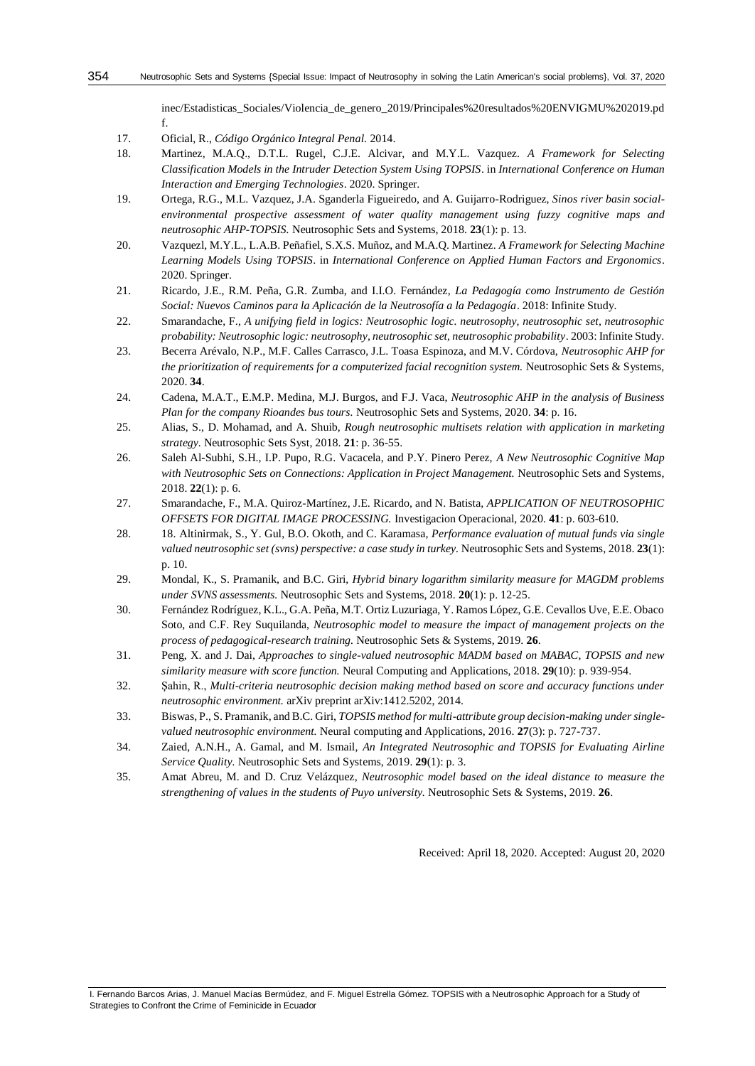inec/Estadisticas_Sociales/Violencia_de_genero_2019/Principales%20resultados%20ENVIGMU%202019.pdf.

17. Oficial, R., *Código Orgánico Integral Penal.* 2014.
18. Martinez, M.A.Q., D.T.L. Rugel, C.J.E. Alcivar, and M.Y.L. Vazquez. *A Framework for Selecting Classification Models in the Intruder Detection System Using TOPSIS*. in *International Conference on Human Interaction and Emerging Technologies*. 2020. Springer.
19. Ortega, R.G., M.L. Vazquez, J.A. Sganderla Figueiredo, and A. Guijarro-Rodriguez, *Sinos river basin social-environmental prospective assessment of water quality management using fuzzy cognitive maps and neutrosophic AHP-TOPSIS.* Neutrosophic Sets and Systems, 2018. **23**(1): p. 13.
20. Vazquezl, M.Y.L., L.A.B. Peñafiel, S.X.S. Muñoz, and M.A.Q. Martinez. *A Framework for Selecting Machine Learning Models Using TOPSIS*. in *International Conference on Applied Human Factors and Ergonomics*. 2020. Springer.
21. Ricardo, J.E., R.M. Peña, G.R. Zumba, and I.I.O. Fernández, *La Pedagogía como Instrumento de Gestión Social: Nuevos Caminos para la Aplicación de la Neutrosofía a la Pedagogía*. 2018: Infinite Study.
22. Smarandache, F., *A unifying field in logics: Neutrosophic logic. neutrosophy, neutrosophic set, neutrosophic probability: Neutrosophic logic: neutrosophy, neutrosophic set, neutrosophic probability*. 2003: Infinite Study.
23. Becerra Arévalo, N.P., M.F. Calles Carrasco, J.L. Toasa Espinoza, and M.V. Córdova, *Neutrosophic AHP for the prioritization of requirements for a computerized facial recognition system.* Neutrosophic Sets & Systems, 2020. **34**.
24. Cadena, M.A.T., E.M.P. Medina, M.J. Burgos, and F.J. Vaca, *Neutrosophic AHP in the analysis of Business Plan for the company Rioandes bus tours.* Neutrosophic Sets and Systems, 2020. **34**: p. 16.
25. Alias, S., D. Mohamad, and A. Shuib, *Rough neutrosophic multisets relation with application in marketing strategy.* Neutrosophic Sets Syst, 2018. **21**: p. 36-55.
26. Saleh Al-Subhi, S.H., I.P. Pupo, R.G. Vacacela, and P.Y. Pinero Perez, *A New Neutrosophic Cognitive Map with Neutrosophic Sets on Connections: Application in Project Management.* Neutrosophic Sets and Systems, 2018. **22**(1): p. 6.
27. Smarandache, F., M.A. Quiroz-Martínez, J.E. Ricardo, and N. Batista, *APPLICATION OF NEUTROSOPHIC OFFSETS FOR DIGITAL IMAGE PROCESSING.* Investigacion Operacional, 2020. **41**: p. 603-610.
28. 18. Altinirmak, S., Y. Gul, B.O. Okoth, and C. Karamasa, *Performance evaluation of mutual funds via single valued neutrosophic set (svns) perspective: a case study in turkey.* Neutrosophic Sets and Systems, 2018. **23**(1): p. 10.
29. Mondal, K., S. Pramanik, and B.C. Giri, *Hybrid binary logarithm similarity measure for MAGDM problems under SVNS assessments.* Neutrosophic Sets and Systems, 2018. **20**(1): p. 12-25.
30. Fernández Rodríguez, K.L., G.A. Peña, M.T. Ortiz Luzuriaga, Y. Ramos López, G.E. Cevallos Uve, E.E. Obaco Soto, and C.F. Rey Suquilanda, *Neutrosophic model to measure the impact of management projects on the process of pedagogical-research training.* Neutrosophic Sets & Systems, 2019. **26**.
31. Peng, X. and J. Dai, *Approaches to single-valued neutrosophic MADM based on MABAC, TOPSIS and new similarity measure with score function.* Neural Computing and Applications, 2018. **29**(10): p. 939-954.
32. Şahin, R., *Multi-criteria neutrosophic decision making method based on score and accuracy functions under neutrosophic environment.* arXiv preprint arXiv:1412.5202, 2014.
33. Biswas, P., S. Pramanik, and B.C. Giri, *TOPSIS method for multi-attribute group decision-making under single-valued neutrosophic environment.* Neural computing and Applications, 2016. **27**(3): p. 727-737.
34. Zaied, A.N.H., A. Gamal, and M. Ismail, *An Integrated Neutrosophic and TOPSIS for Evaluating Airline Service Quality.* Neutrosophic Sets and Systems, 2019. **29**(1): p. 3.
35. Amat Abreu, M. and D. Cruz Velázquez, *Neutrosophic model based on the ideal distance to measure the strengthening of values in the students of Puyo university.* Neutrosophic Sets & Systems, 2019. **26**.

Received: April 18, 2020. Accepted: August 20, 2020